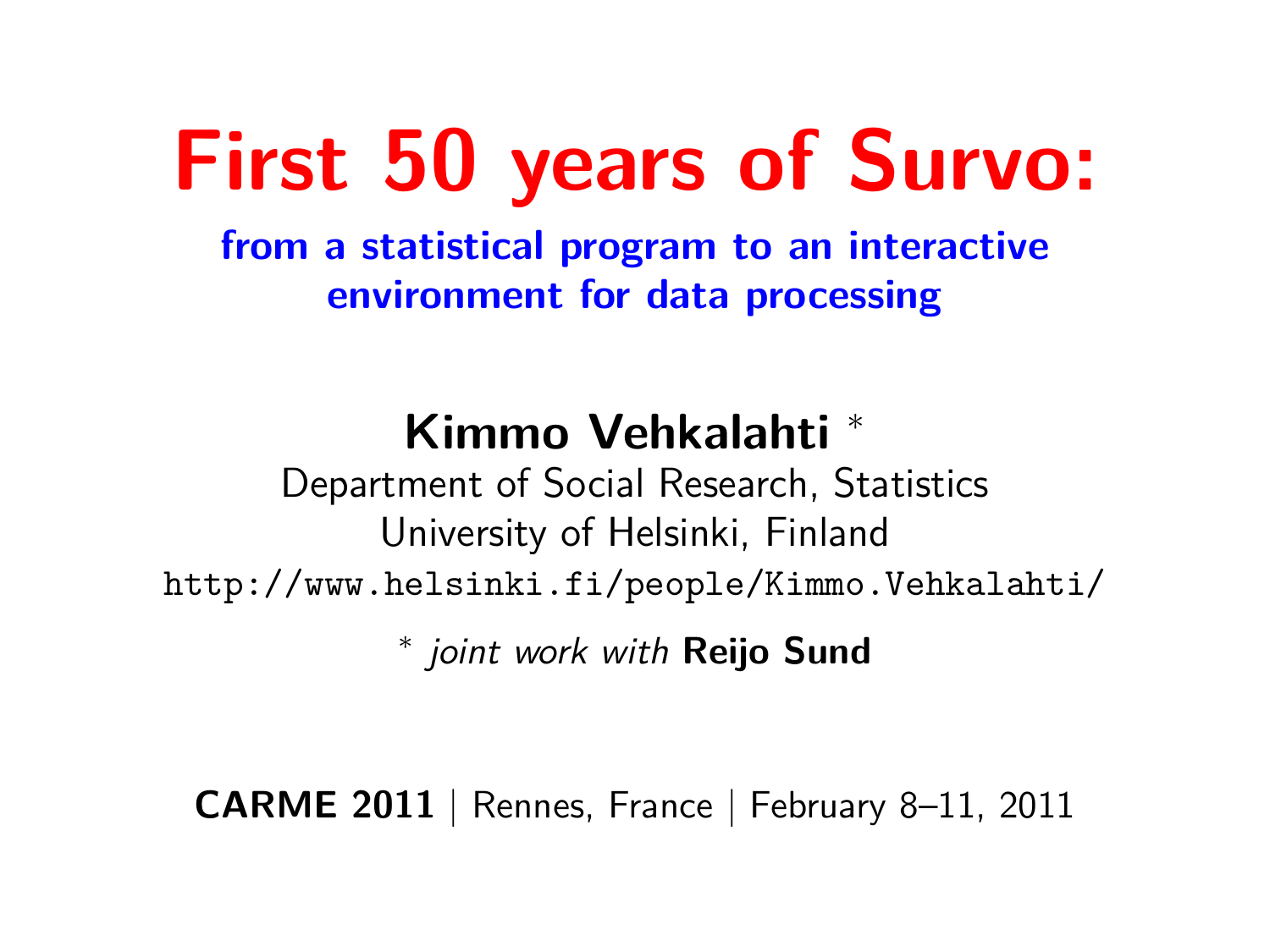# First 50 years of Survo:

## from a statistical program to an interactive environment for data processing

**Kimmo Vehkalahti** *

Department of Social Research, Statistics

University of Helsinki, Finland

http://www.helsinki.fi/people/Kimmo.Vehkalahti/

* *joint work with* **Reijo Sund**

**CARME 2011** | Rennes, France | February 8–11, 2011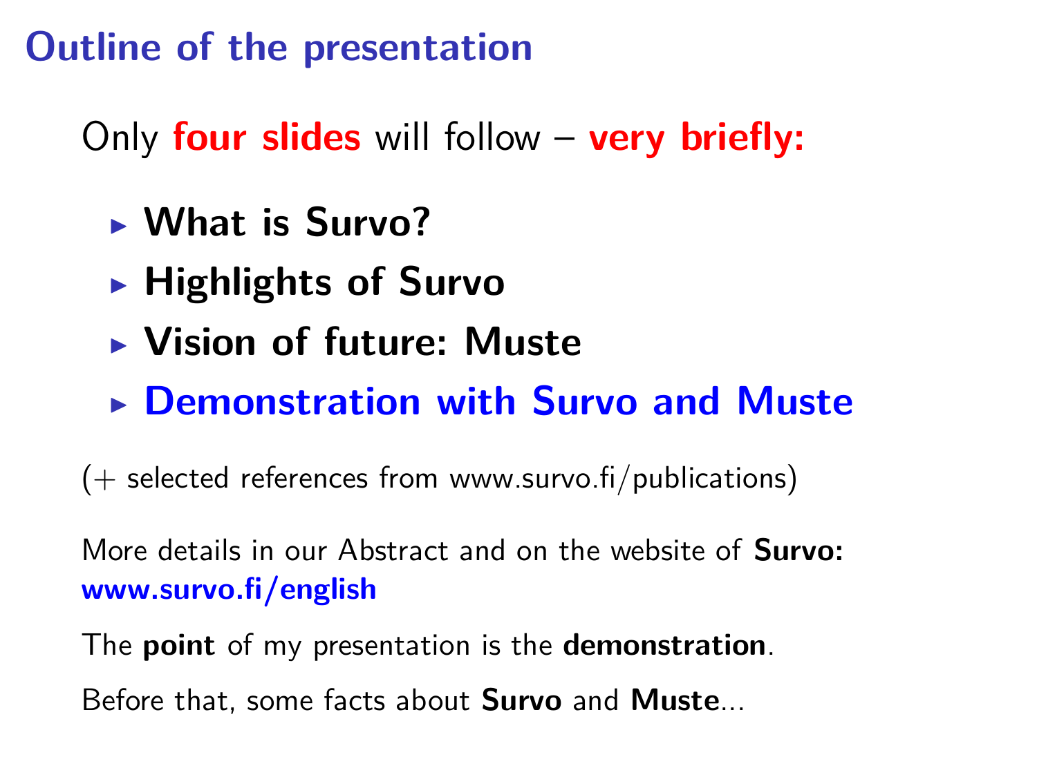# Outline of the presentation

Only **four slides** will follow – **very briefly:**

- **What is Survo?**
- **Highlights of Survo**
- **Vision of future: Muste**
- **Demonstration with Survo and Muste**

(+ selected references from www.survo.fi/publications)

More details in our Abstract and on the website of **Survo:** **www.survo.fi/english**

The **point** of my presentation is the **demonstration**.

Before that, some facts about **Survo** and **Muste**...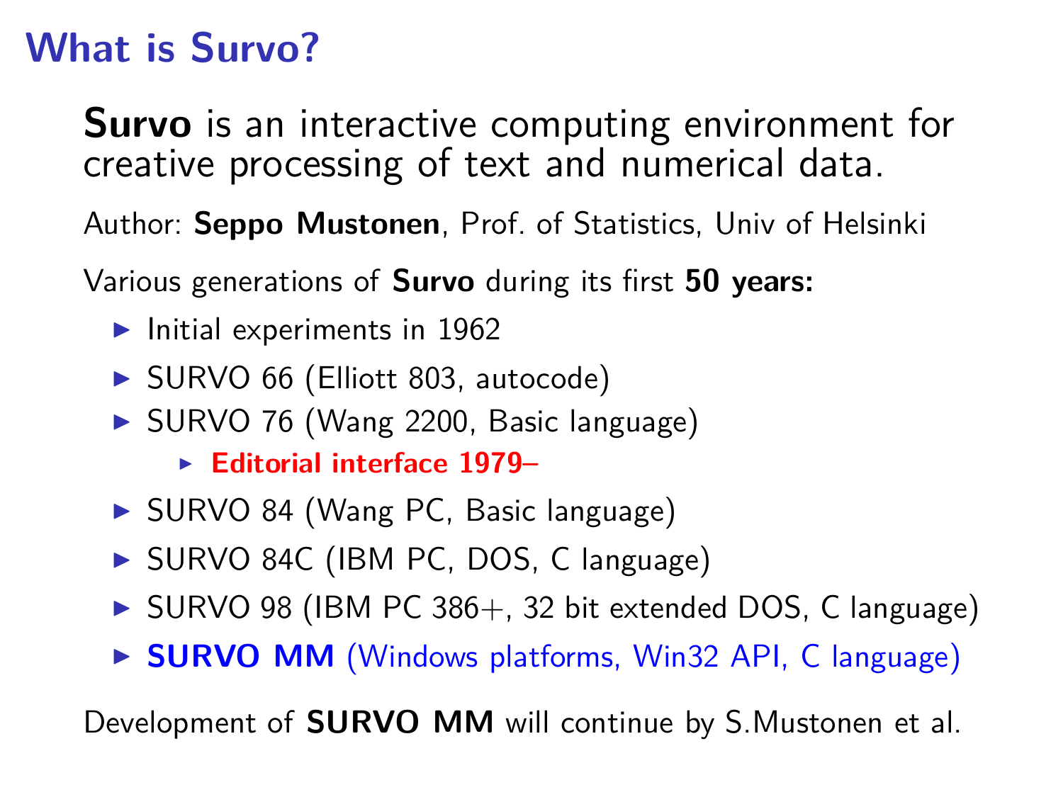# What is Survo?

**Survo** is an interactive computing environment for creative processing of text and numerical data.

Author: **Seppo Mustonen**, Prof. of Statistics, Univ of Helsinki

Various generations of **Survo** during its first **50 years:**

- Initial experiments in 1962
- SURVO 66 (Elliott 803, autocode)
- SURVO 76 (Wang 2200, Basic language)
  - **Editorial interface 1979–**
- SURVO 84 (Wang PC, Basic language)
- SURVO 84C (IBM PC, DOS, C language)
- SURVO 98 (IBM PC 386+, 32 bit extended DOS, C language)
- **SURVO MM** (Windows platforms, Win32 API, C language)

Development of **SURVO MM** will continue by S.Mustonen et al.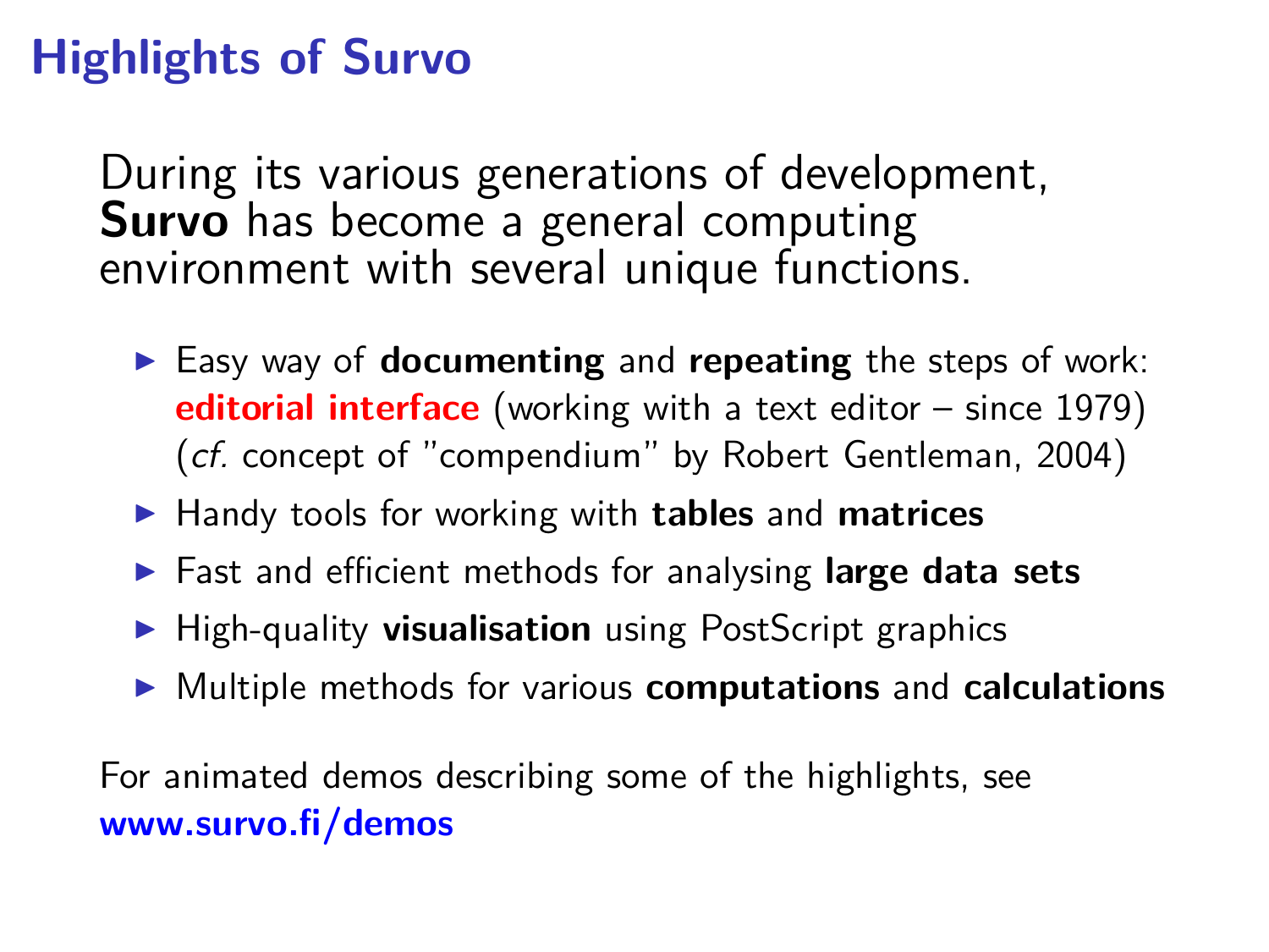# Highlights of Survo

During its various generations of development, **Survo** has become a general computing environment with several unique functions.

- Easy way of **documenting** and **repeating** the steps of work: **editorial interface** (working with a text editor – since 1979) (*cf.* concept of "compendium" by Robert Gentleman, 2004)
- Handy tools for working with **tables** and **matrices**
- Fast and efficient methods for analysing **large data sets**
- High-quality **visualisation** using PostScript graphics
- Multiple methods for various **computations** and **calculations**

For animated demos describing some of the highlights, see **www.survo.fi/demos**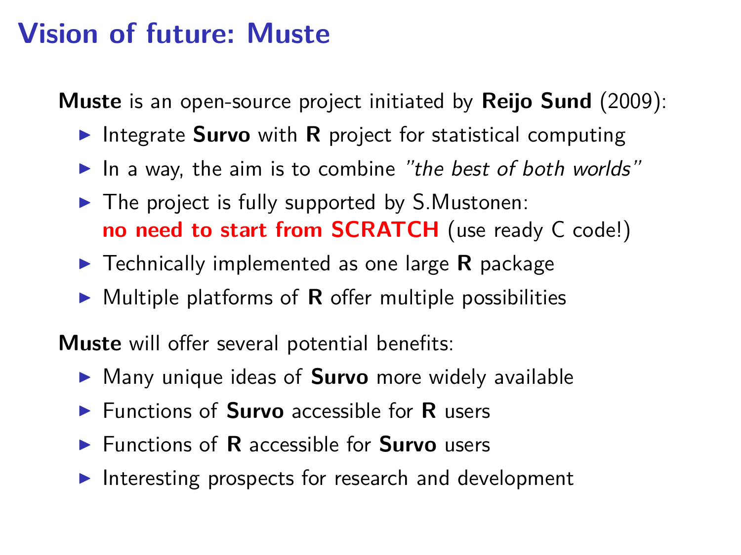# Vision of future: Muste

**Muste** is an open-source project initiated by **Reijo Sund** (2009):

- Integrate **Survo** with **R** project for statistical computing
- In a way, the aim is to combine *"the best of both worlds"*
- The project is fully supported by S.Mustonen:
  **no need to start from SCRATCH** (use ready C code!)
- Technically implemented as one large **R** package
- Multiple platforms of **R** offer multiple possibilities

**Muste** will offer several potential benefits:

- Many unique ideas of **Survo** more widely available
- Functions of **Survo** accessible for **R** users
- Functions of **R** accessible for **Survo** users
- Interesting prospects for research and development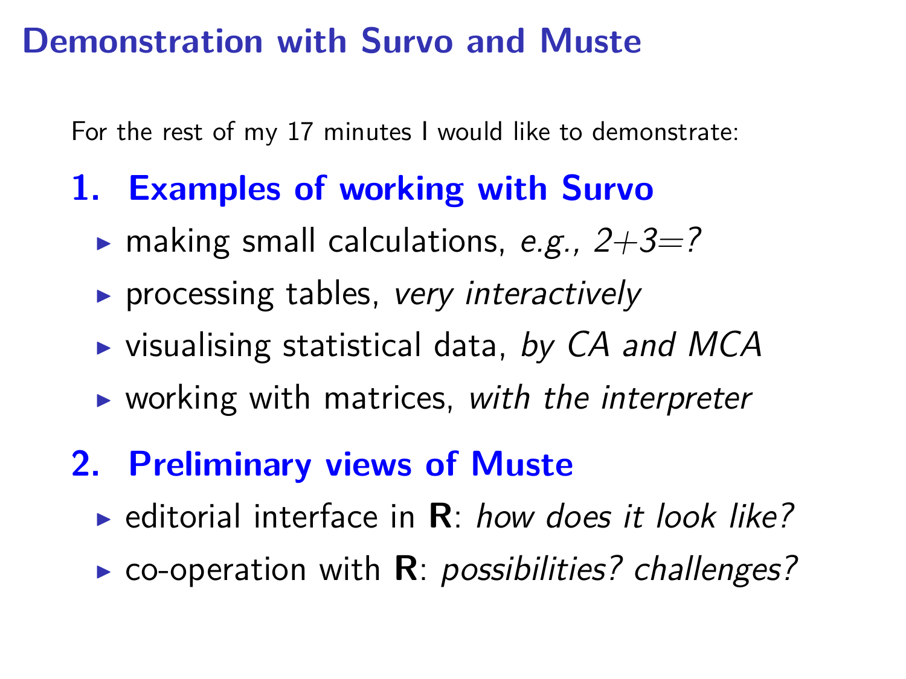# Demonstration with Survo and Muste

For the rest of my 17 minutes I would like to demonstrate:

## 1. Examples of working with Survo

- making small calculations, *e.g., 2+3=?*
- processing tables, *very interactively*
- visualising statistical data, *by CA and MCA*
- working with matrices, *with the interpreter*

## 2. Preliminary views of Muste

- editorial interface in **R**: *how does it look like?*
- co-operation with **R**: *possibilities? challenges?*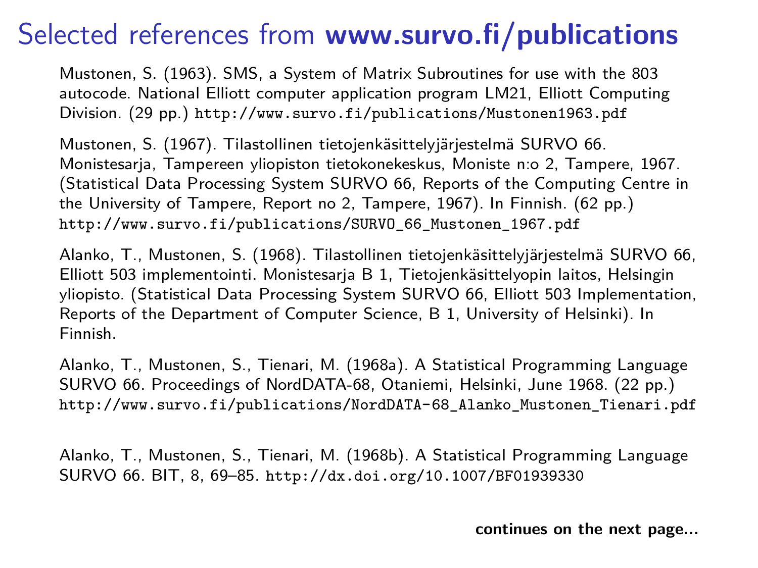# Selected references from **www.survo.fi/publications**

Mustonen, S. (1963). SMS, a System of Matrix Subroutines for use with the 803 autocode. National Elliott computer application program LM21, Elliott Computing Division. (29 pp.) http://www.survo.fi/publications/Mustonen1963.pdf

Mustonen, S. (1967). Tilastollinen tietojenkäsittelyjärjestelmä SURVO 66. Monistesarja, Tampereen yliopiston tietokonekeskus, Moniste n:o 2, Tampere, 1967. (Statistical Data Processing System SURVO 66, Reports of the Computing Centre in the University of Tampere, Report no 2, Tampere, 1967). In Finnish. (62 pp.) http://www.survo.fi/publications/SURVO_66_Mustonen_1967.pdf

Alanko, T., Mustonen, S. (1968). Tilastollinen tietojenkäsittelyjärjestelmä SURVO 66, Elliott 503 implementointi. Monistesarja B 1, Tietojenkäsittelyopin laitos, Helsingin yliopisto. (Statistical Data Processing System SURVO 66, Elliott 503 Implementation, Reports of the Department of Computer Science, B 1, University of Helsinki). In Finnish.

Alanko, T., Mustonen, S., Tienari, M. (1968a). A Statistical Programming Language SURVO 66. Proceedings of NordDATA-68, Otaniemi, Helsinki, June 1968. (22 pp.) http://www.survo.fi/publications/NordDATA-68_Alanko_Mustonen_Tienari.pdf

Alanko, T., Mustonen, S., Tienari, M. (1968b). A Statistical Programming Language SURVO 66. BIT, 8, 69–85. http://dx.doi.org/10.1007/BF01939330

**continues on the next page...**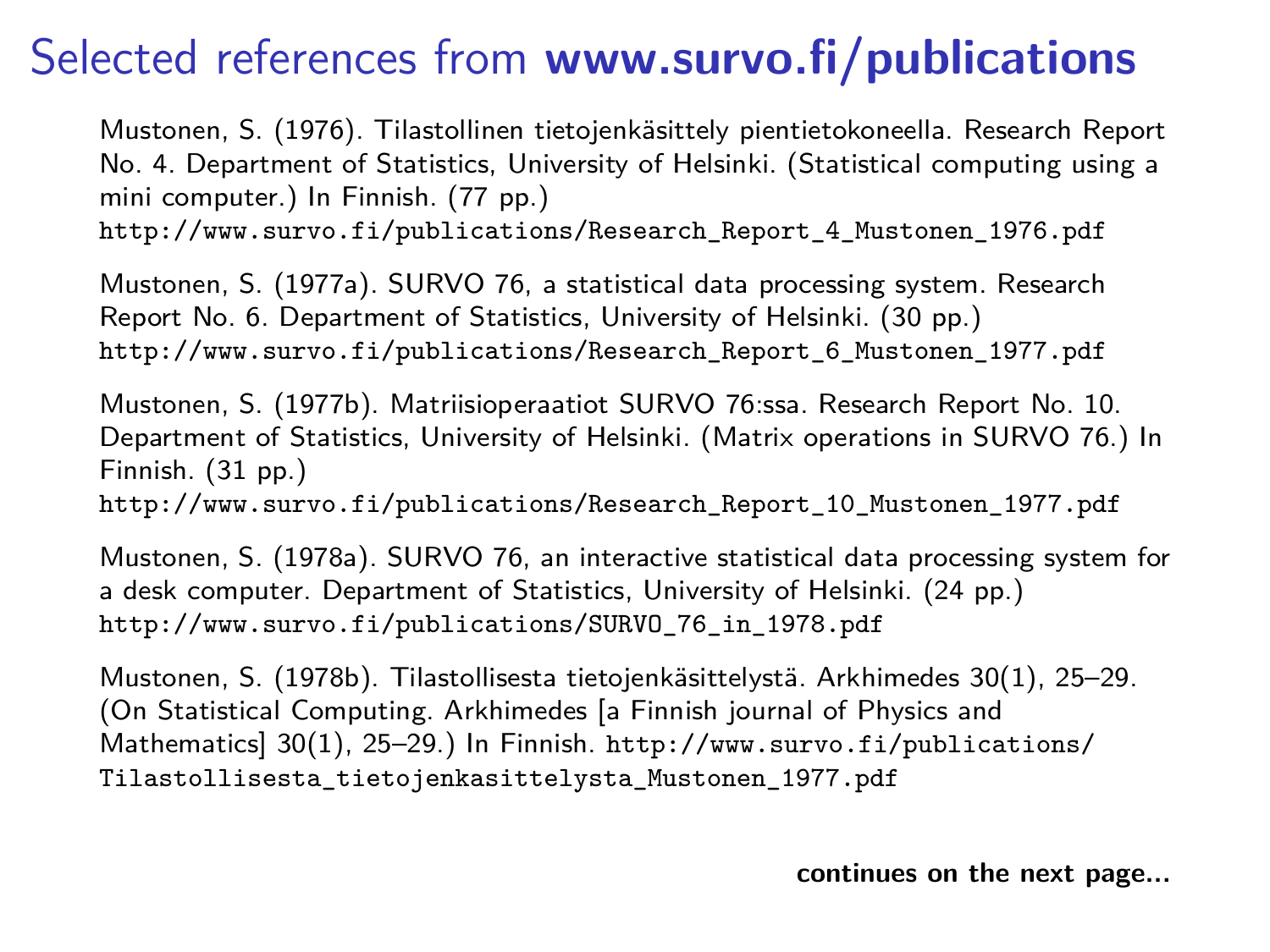# Selected references from **www.survo.fi/publications**

Mustonen, S. (1976). Tilastollinen tietojenkäsittely pientietokoneella. Research Report No. 4. Department of Statistics, University of Helsinki. (Statistical computing using a mini computer.) In Finnish. (77 pp.)
`http://www.survo.fi/publications/Research_Report_4_Mustonen_1976.pdf`

Mustonen, S. (1977a). SURVO 76, a statistical data processing system. Research Report No. 6. Department of Statistics, University of Helsinki. (30 pp.)
`http://www.survo.fi/publications/Research_Report_6_Mustonen_1977.pdf`

Mustonen, S. (1977b). Matriisioperaatiot SURVO 76:ssa. Research Report No. 10. Department of Statistics, University of Helsinki. (Matrix operations in SURVO 76.) In Finnish. (31 pp.)
`http://www.survo.fi/publications/Research_Report_10_Mustonen_1977.pdf`

Mustonen, S. (1978a). SURVO 76, an interactive statistical data processing system for a desk computer. Department of Statistics, University of Helsinki. (24 pp.)
`http://www.survo.fi/publications/SURVO_76_in_1978.pdf`

Mustonen, S. (1978b). Tilastollisesta tietojenkäsittelystä. Arkhimedes 30(1), 25–29. (On Statistical Computing. Arkhimedes [a Finnish journal of Physics and Mathematics] 30(1), 25–29.) In Finnish. `http://www.survo.fi/publications/Tilastollisesta_tietojenkasittelysta_Mustonen_1977.pdf`

**continues on the next page...**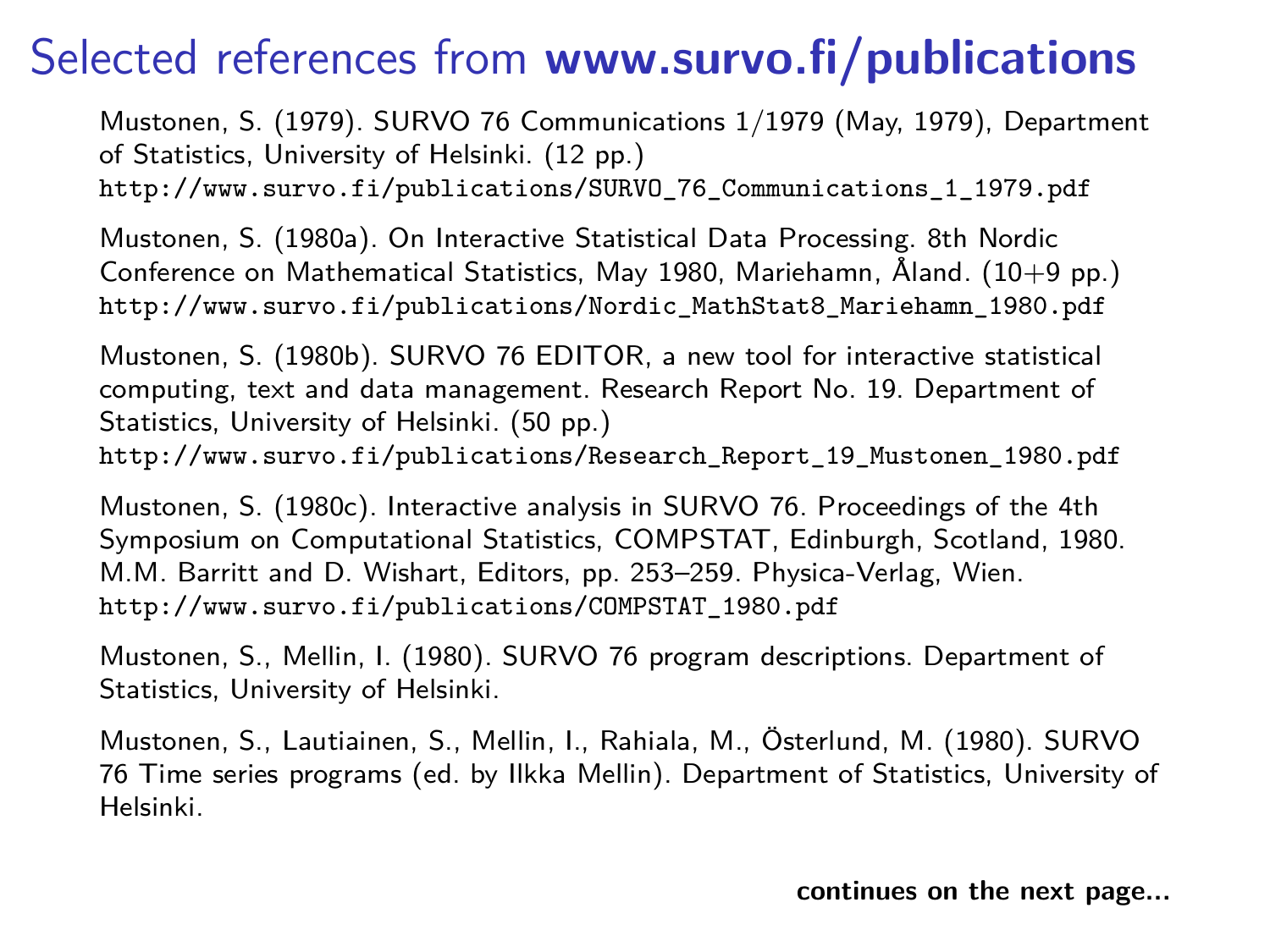# Selected references from **www.survo.fi/publications**

Mustonen, S. (1979). SURVO 76 Communications 1/1979 (May, 1979), Department of Statistics, University of Helsinki. (12 pp.)
`http://www.survo.fi/publications/SURVO_76_Communications_1_1979.pdf`

Mustonen, S. (1980a). On Interactive Statistical Data Processing. 8th Nordic Conference on Mathematical Statistics, May 1980, Mariehamn, Åland. (10+9 pp.)
`http://www.survo.fi/publications/Nordic_MathStat8_Mariehamn_1980.pdf`

Mustonen, S. (1980b). SURVO 76 EDITOR, a new tool for interactive statistical computing, text and data management. Research Report No. 19. Department of Statistics, University of Helsinki. (50 pp.)
`http://www.survo.fi/publications/Research_Report_19_Mustonen_1980.pdf`

Mustonen, S. (1980c). Interactive analysis in SURVO 76. Proceedings of the 4th Symposium on Computational Statistics, COMPSTAT, Edinburgh, Scotland, 1980. M.M. Barritt and D. Wishart, Editors, pp. 253–259. Physica-Verlag, Wien.
`http://www.survo.fi/publications/COMPSTAT_1980.pdf`

Mustonen, S., Mellin, I. (1980). SURVO 76 program descriptions. Department of Statistics, University of Helsinki.

Mustonen, S., Lautiainen, S., Mellin, I., Rahiala, M., Österlund, M. (1980). SURVO 76 Time series programs (ed. by Ilkka Mellin). Department of Statistics, University of Helsinki.

**continues on the next page...**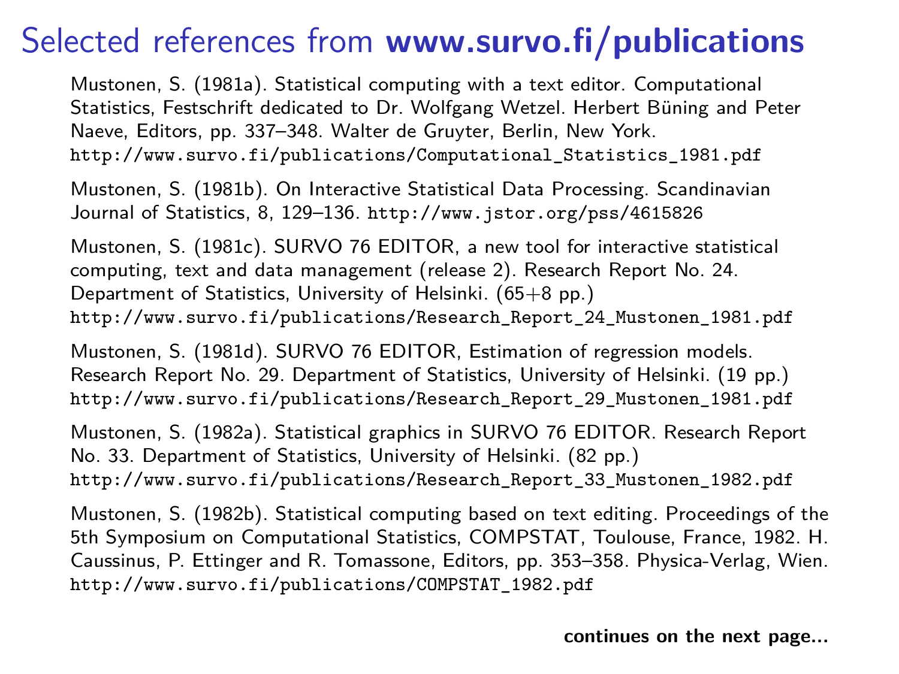# Selected references from **www.survo.fi/publications**

Mustonen, S. (1981a). Statistical computing with a text editor. Computational Statistics, Festschrift dedicated to Dr. Wolfgang Wetzel. Herbert Büning and Peter Naeve, Editors, pp. 337–348. Walter de Gruyter, Berlin, New York. `http://www.survo.fi/publications/Computational_Statistics_1981.pdf`

Mustonen, S. (1981b). On Interactive Statistical Data Processing. Scandinavian Journal of Statistics, 8, 129–136. `http://www.jstor.org/pss/4615826`

Mustonen, S. (1981c). SURVO 76 EDITOR, a new tool for interactive statistical computing, text and data management (release 2). Research Report No. 24. Department of Statistics, University of Helsinki. (65+8 pp.) `http://www.survo.fi/publications/Research_Report_24_Mustonen_1981.pdf`

Mustonen, S. (1981d). SURVO 76 EDITOR, Estimation of regression models. Research Report No. 29. Department of Statistics, University of Helsinki. (19 pp.) `http://www.survo.fi/publications/Research_Report_29_Mustonen_1981.pdf`

Mustonen, S. (1982a). Statistical graphics in SURVO 76 EDITOR. Research Report No. 33. Department of Statistics, University of Helsinki. (82 pp.) `http://www.survo.fi/publications/Research_Report_33_Mustonen_1982.pdf`

Mustonen, S. (1982b). Statistical computing based on text editing. Proceedings of the 5th Symposium on Computational Statistics, COMPSTAT, Toulouse, France, 1982. H. Caussinus, P. Ettinger and R. Tomassone, Editors, pp. 353–358. Physica-Verlag, Wien. `http://www.survo.fi/publications/COMPSTAT_1982.pdf`

**continues on the next page...**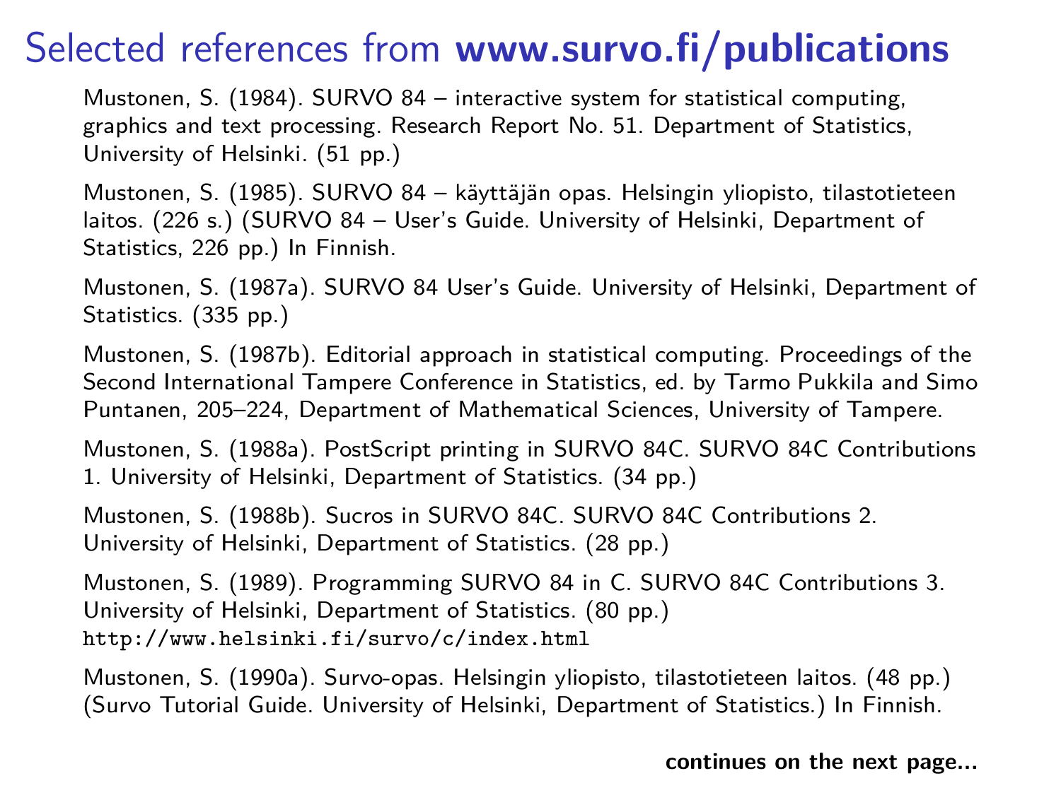# Selected references from **www.survo.fi/publications**

Mustonen, S. (1984). SURVO 84 – interactive system for statistical computing, graphics and text processing. Research Report No. 51. Department of Statistics, University of Helsinki. (51 pp.)

Mustonen, S. (1985). SURVO 84 – käyttäjän opas. Helsingin yliopisto, tilastotieteen laitos. (226 s.) (SURVO 84 – User's Guide. University of Helsinki, Department of Statistics, 226 pp.) In Finnish.

Mustonen, S. (1987a). SURVO 84 User's Guide. University of Helsinki, Department of Statistics. (335 pp.)

Mustonen, S. (1987b). Editorial approach in statistical computing. Proceedings of the Second International Tampere Conference in Statistics, ed. by Tarmo Pukkila and Simo Puntanen, 205–224, Department of Mathematical Sciences, University of Tampere.

Mustonen, S. (1988a). PostScript printing in SURVO 84C. SURVO 84C Contributions 1. University of Helsinki, Department of Statistics. (34 pp.)

Mustonen, S. (1988b). Sucros in SURVO 84C. SURVO 84C Contributions 2. University of Helsinki, Department of Statistics. (28 pp.)

Mustonen, S. (1989). Programming SURVO 84 in C. SURVO 84C Contributions 3. University of Helsinki, Department of Statistics. (80 pp.)
`http://www.helsinki.fi/survo/c/index.html`

Mustonen, S. (1990a). Survo-opas. Helsingin yliopisto, tilastotieteen laitos. (48 pp.) (Survo Tutorial Guide. University of Helsinki, Department of Statistics.) In Finnish.

**continues on the next page...**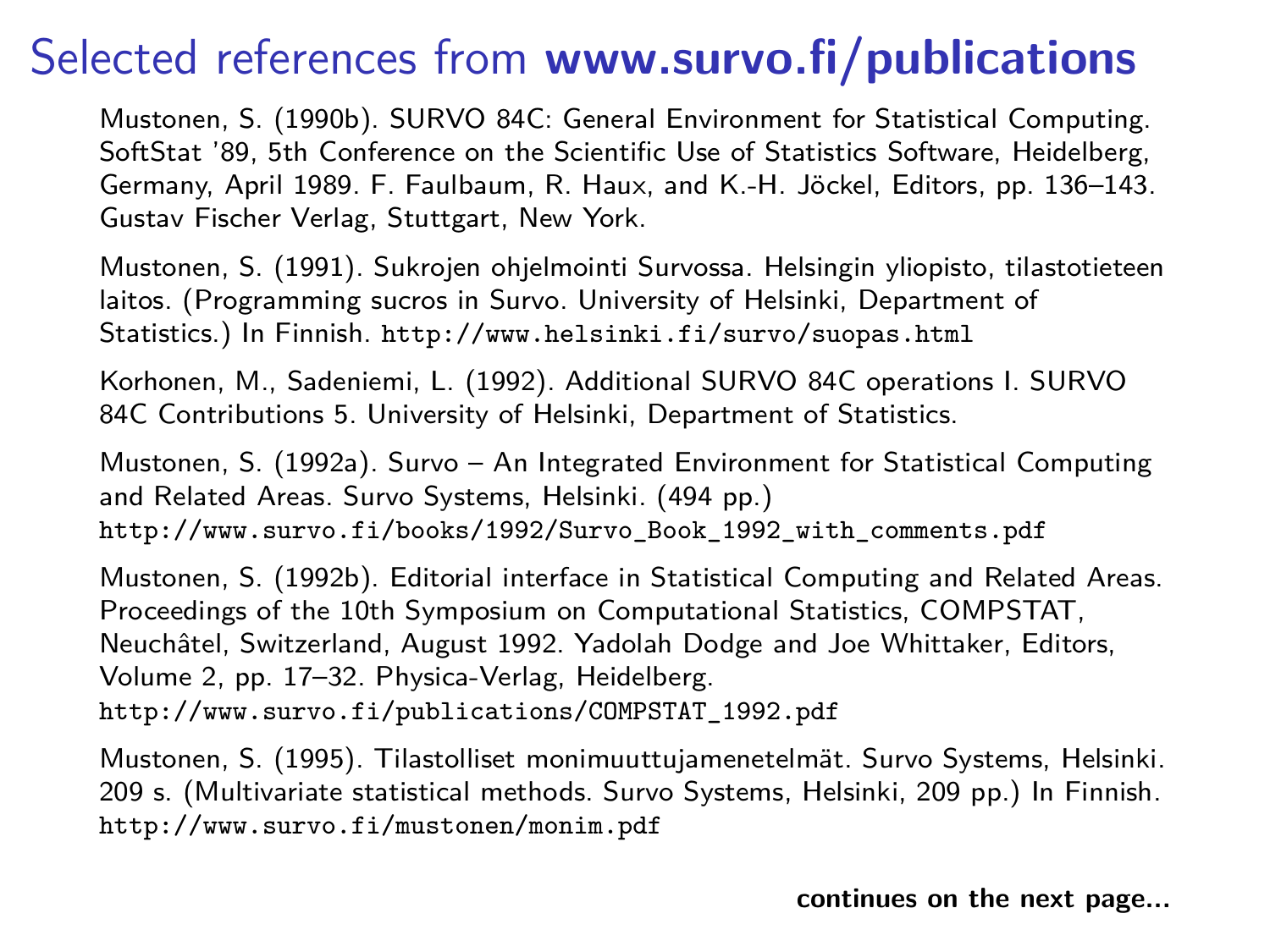# Selected references from **www.survo.fi/publications**

Mustonen, S. (1990b). SURVO 84C: General Environment for Statistical Computing. SoftStat '89, 5th Conference on the Scientific Use of Statistics Software, Heidelberg, Germany, April 1989. F. Faulbaum, R. Haux, and K.-H. Jöckel, Editors, pp. 136–143. Gustav Fischer Verlag, Stuttgart, New York.

Mustonen, S. (1991). Sukrojen ohjelmointi Survossa. Helsingin yliopisto, tilastotieteen laitos. (Programming sucros in Survo. University of Helsinki, Department of Statistics.) In Finnish. `http://www.helsinki.fi/survo/suopas.html`

Korhonen, M., Sadeniemi, L. (1992). Additional SURVO 84C operations I. SURVO 84C Contributions 5. University of Helsinki, Department of Statistics.

Mustonen, S. (1992a). Survo – An Integrated Environment for Statistical Computing and Related Areas. Survo Systems, Helsinki. (494 pp.) `http://www.survo.fi/books/1992/Survo_Book_1992_with_comments.pdf`

Mustonen, S. (1992b). Editorial interface in Statistical Computing and Related Areas. Proceedings of the 10th Symposium on Computational Statistics, COMPSTAT, Neuchâtel, Switzerland, August 1992. Yadolah Dodge and Joe Whittaker, Editors, Volume 2, pp. 17–32. Physica-Verlag, Heidelberg. `http://www.survo.fi/publications/COMPSTAT_1992.pdf`

Mustonen, S. (1995). Tilastolliset monimuuttujamenetelmät. Survo Systems, Helsinki. 209 s. (Multivariate statistical methods. Survo Systems, Helsinki, 209 pp.) In Finnish. `http://www.survo.fi/mustonen/monim.pdf`

**continues on the next page...**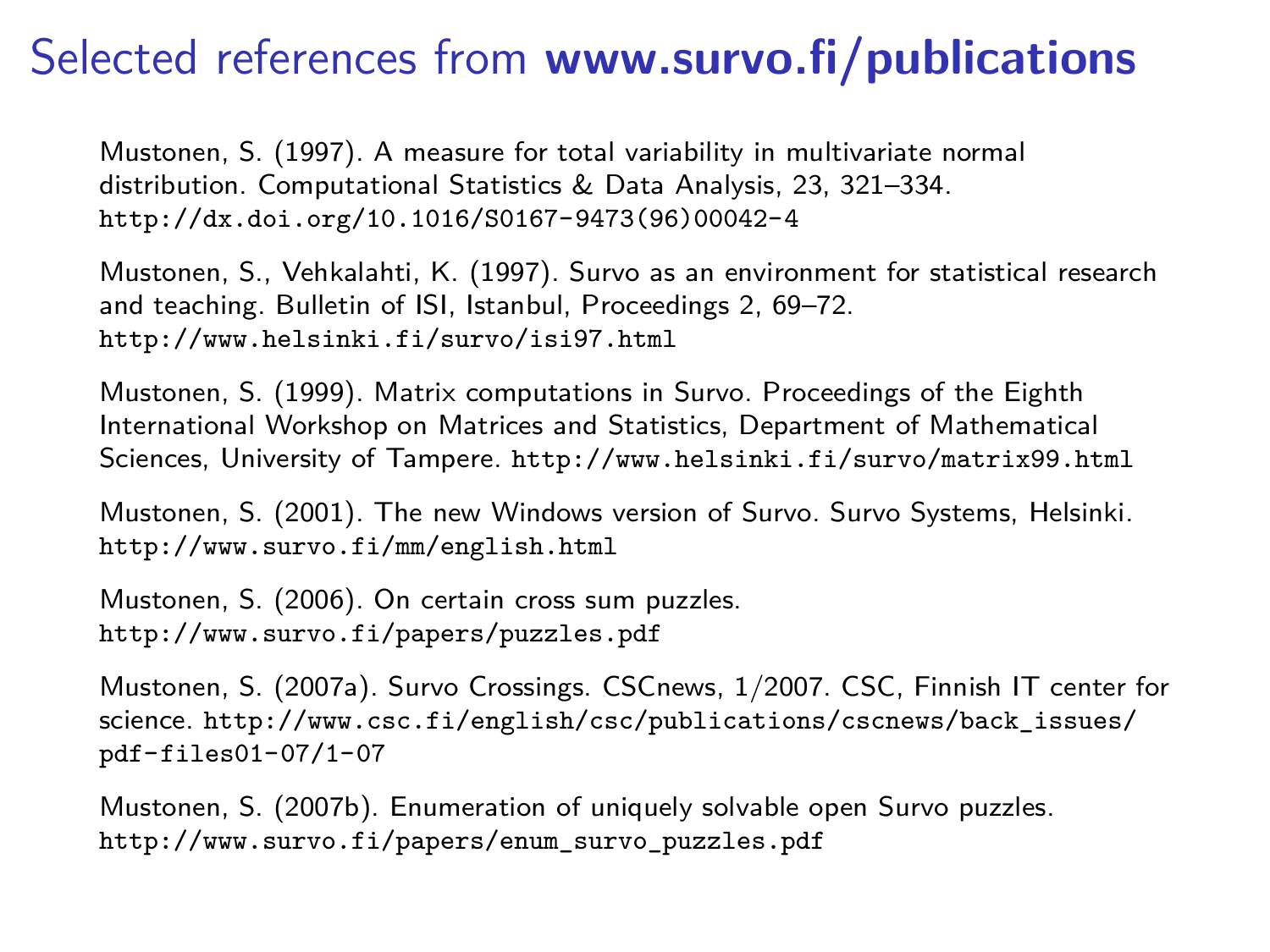# Selected references from **www.survo.fi/publications**

Mustonen, S. (1997). A measure for total variability in multivariate normal distribution. Computational Statistics & Data Analysis, 23, 321–334. http://dx.doi.org/10.1016/S0167-9473(96)00042-4

Mustonen, S., Vehkalahti, K. (1997). Survo as an environment for statistical research and teaching. Bulletin of ISI, Istanbul, Proceedings 2, 69–72. http://www.helsinki.fi/survo/isi97.html

Mustonen, S. (1999). Matrix computations in Survo. Proceedings of the Eighth International Workshop on Matrices and Statistics, Department of Mathematical Sciences, University of Tampere. http://www.helsinki.fi/survo/matrix99.html

Mustonen, S. (2001). The new Windows version of Survo. Survo Systems, Helsinki. http://www.survo.fi/mm/english.html

Mustonen, S. (2006). On certain cross sum puzzles. http://www.survo.fi/papers/puzzles.pdf

Mustonen, S. (2007a). Survo Crossings. CSCnews, 1/2007. CSC, Finnish IT center for science. http://www.csc.fi/english/csc/publications/cscnews/back_issues/pdf-files01-07/1-07

Mustonen, S. (2007b). Enumeration of uniquely solvable open Survo puzzles. http://www.survo.fi/papers/enum_survo_puzzles.pdf